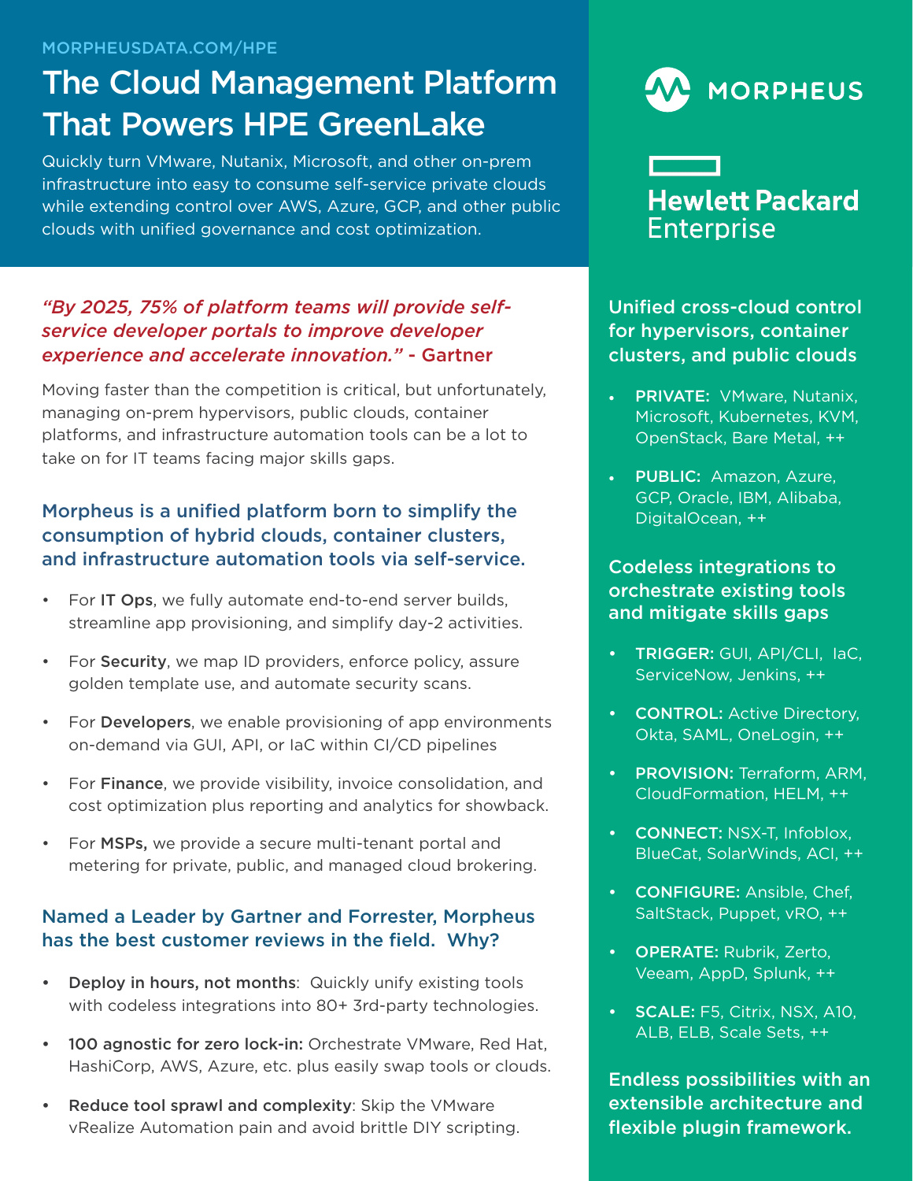MORPHEUSDATA.COM/HPE

# The Cloud Management Platform That Powers HPE GreenLake

Quickly turn VMware, Nutanix, Microsoft, and other on-prem infrastructure into easy to consume self-service private clouds while extending control over AWS, Azure, GCP, and other public clouds with unified governance and cost optimization.

MORPHEUS

Hewlett Packard Enterprise

*"By 2025, 75% of platform teams will provide self-service developer portals to improve developer experience and accelerate innovation."* - Gartner

Moving faster than the competition is critical, but unfortunately, managing on-prem hypervisors, public clouds, container platforms, and infrastructure automation tools can be a lot to take on for IT teams facing major skills gaps.

## Morpheus is a unified platform born to simplify the consumption of hybrid clouds, container clusters, and infrastructure automation tools via self-service.

- For **IT Ops**, we fully automate end-to-end server builds, streamline app provisioning, and simplify day-2 activities.
- For **Security**, we map ID providers, enforce policy, assure golden template use, and automate security scans.
- For **Developers**, we enable provisioning of app environments on-demand via GUI, API, or IaC within CI/CD pipelines
- For **Finance**, we provide visibility, invoice consolidation, and cost optimization plus reporting and analytics for showback.
- For **MSPs,** we provide a secure multi-tenant portal and metering for private, public, and managed cloud brokering.

## Named a Leader by Gartner and Forrester, Morpheus has the best customer reviews in the field. Why?

- **Deploy in hours, not months**: Quickly unify existing tools with codeless integrations into 80+ 3rd-party technologies.
- **100 agnostic for zero lock-in:** Orchestrate VMware, Red Hat, HashiCorp, AWS, Azure, etc. plus easily swap tools or clouds.
- **Reduce tool sprawl and complexity**: Skip the VMware vRealize Automation pain and avoid brittle DIY scripting.

## Unified cross-cloud control for hypervisors, container clusters, and public clouds

- **PRIVATE:** VMware, Nutanix, Microsoft, Kubernetes, KVM, OpenStack, Bare Metal, ++
- **PUBLIC:** Amazon, Azure, GCP, Oracle, IBM, Alibaba, DigitalOcean, ++

## Codeless integrations to orchestrate existing tools and mitigate skills gaps

- **TRIGGER:** GUI, API/CLI, IaC, ServiceNow, Jenkins, ++
- **CONTROL:** Active Directory, Okta, SAML, OneLogin, ++
- **PROVISION:** Terraform, ARM, CloudFormation, HELM, ++
- **CONNECT:** NSX-T, Infoblox, BlueCat, SolarWinds, ACI, ++
- **CONFIGURE:** Ansible, Chef, SaltStack, Puppet, vRO, ++
- **OPERATE:** Rubrik, Zerto, Veeam, AppD, Splunk, ++
- **SCALE:** F5, Citrix, NSX, A10, ALB, ELB, Scale Sets, ++

## Endless possibilities with an extensible architecture and flexible plugin framework.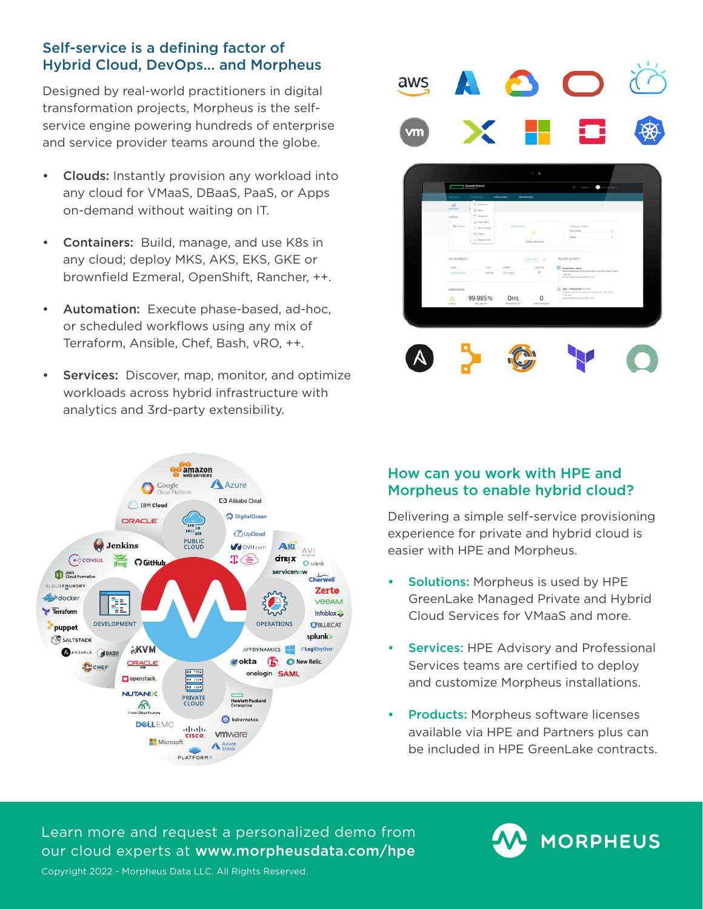## Self-service is a defining factor of Hybrid Cloud, DevOps... and Morpheus

Designed by real-world practitioners in digital transformation projects, Morpheus is the self-service engine powering hundreds of enterprise and service provider teams around the globe.

- **Clouds:** Instantly provision any workload into any cloud for VMaaS, DBaaS, PaaS, or Apps on-demand without waiting on IT.
- **Containers:** Build, manage, and use K8s in any cloud; deploy MKS, AKS, EKS, GKE or brownfield Ezmeral, OpenShift, Rancher, ++.
- **Automation:** Execute phase-based, ad-hoc, or scheduled workflows using any mix of Terraform, Ansible, Chef, Bash, vRO, ++.
- **Services:** Discover, map, monitor, and optimize workloads across hybrid infrastructure with analytics and 3rd-party extensibility.

## How can you work with HPE and Morpheus to enable hybrid cloud?

Delivering a simple self-service provisioning experience for private and hybrid cloud is easier with HPE and Morpheus.

- **Solutions:** Morpheus is used by HPE GreenLake Managed Private and Hybrid Cloud Services for VMaaS and more.
- **Services:** HPE Advisory and Professional Services teams are certified to deploy and customize Morpheus installations.
- **Products:** Morpheus software licenses available via HPE and Partners plus can be included in HPE GreenLake contracts.

Learn more and request a personalized demo from our cloud experts at **www.morpheusdata.com/hpe**

Copyright 2022 - Morpheus Data LLC. All Rights Reserved.